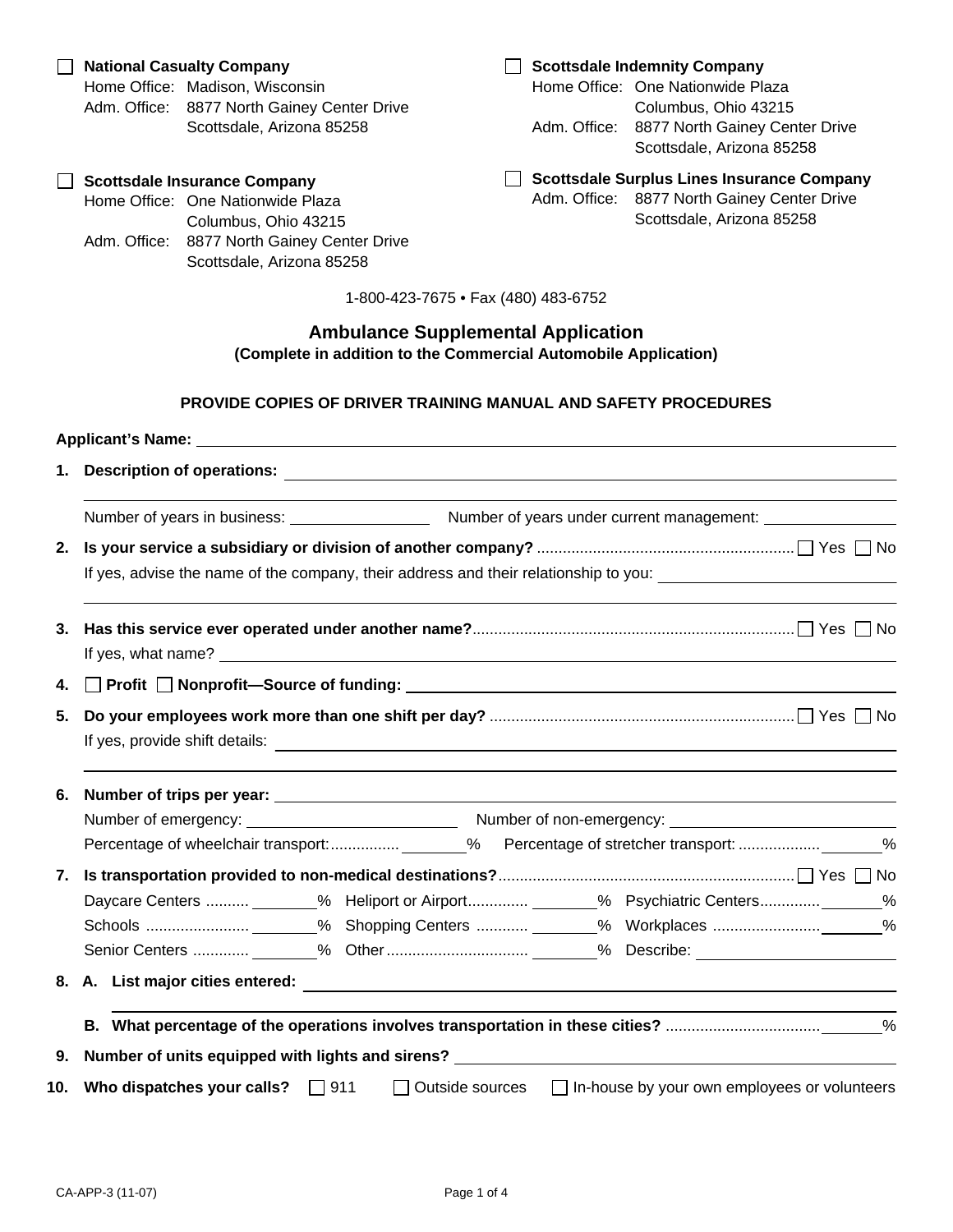☐ **National Casualty Company**
Home Office: Madison, Wisconsin
Adm. Office: 8877 North Gainey Center Drive
Scottsdale, Arizona 85258

☐ **Scottsdale Insurance Company**
Home Office: One Nationwide Plaza
Columbus, Ohio 43215
Adm. Office: 8877 North Gainey Center Drive
Scottsdale, Arizona 85258

☐ **Scottsdale Indemnity Company**
Home Office: One Nationwide Plaza
Columbus, Ohio 43215
Adm. Office: 8877 North Gainey Center Drive
Scottsdale, Arizona 85258

☐ **Scottsdale Surplus Lines Insurance Company**
Adm. Office: 8877 North Gainey Center Drive
Scottsdale, Arizona 85258

1-800-423-7675 • Fax (480) 483-6752

# Ambulance Supplemental Application

**(Complete in addition to the Commercial Automobile Application)**

**PROVIDE COPIES OF DRIVER TRAINING MANUAL AND SAFETY PROCEDURES**

**Applicant's Name:** ____________________

1. **Description of operations:** ____________________

   Number of years in business: __________ Number of years under current management: __________

2. **Is your service a subsidiary or division of another company?** ☐ Yes ☐ No

   If yes, advise the name of the company, their address and their relationship to you: ____________________

3. **Has this service ever operated under another name?** ☐ Yes ☐ No

   If yes, what name? ____________________

4. ☐ **Profit** ☐ **Nonprofit—Source of funding:** ____________________

5. **Do your employees work more than one shift per day?** ☐ Yes ☐ No

   If yes, provide shift details: ____________________

6. **Number of trips per year:** ____________________

   Number of emergency: __________ Number of non-emergency: __________

   Percentage of wheelchair transport: ______% Percentage of stretcher transport: ______%

7. **Is transportation provided to non-medical destinations?** ☐ Yes ☐ No

   Daycare Centers ______% Heliport or Airport ______% Psychiatric Centers ______%

   Schools ______% Shopping Centers ______% Workplaces ______%

   Senior Centers ______% Other ______% Describe: __________

8. A. **List major cities entered:** ____________________

   B. **What percentage of the operations involves transportation in these cities?** ______%

9. **Number of units equipped with lights and sirens?** ____________________

10. **Who dispatches your calls?** ☐ 911 ☐ Outside sources ☐ In-house by your own employees or volunteers

CA-APP-3 (11-07)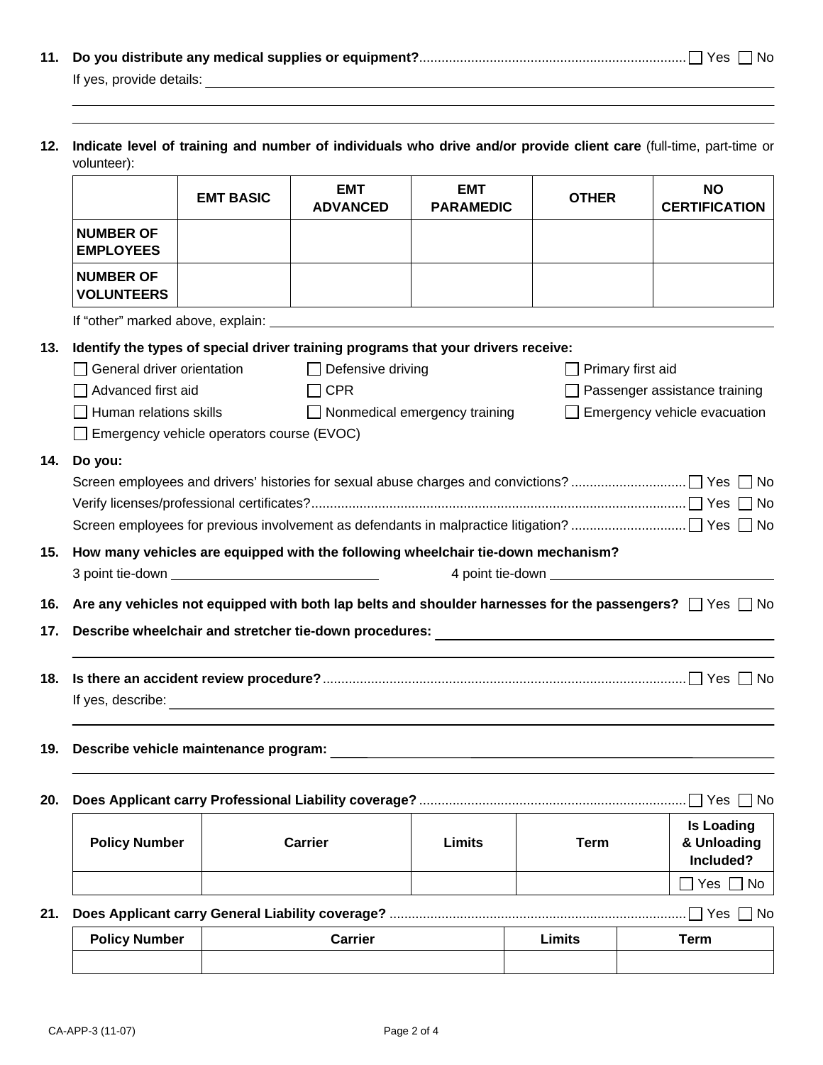11. **Do you distribute any medical supplies or equipment?** ☐ Yes ☐ No

    If yes, provide details: ______

12. **Indicate level of training and number of individuals who drive and/or provide client care** (full-time, part-time or volunteer):

|  | EMT BASIC | EMT ADVANCED | EMT PARAMEDIC | OTHER | NO CERTIFICATION |
|---|---|---|---|---|---|
| NUMBER OF EMPLOYEES |  |  |  |  |  |
| NUMBER OF VOLUNTEERS |  |  |  |  |  |

    If "other" marked above, explain: ______

13. **Identify the types of special driver training programs that your drivers receive:**

    - ☐ General driver orientation
    - ☐ Defensive driving
    - ☐ Primary first aid
    - ☐ Advanced first aid
    - ☐ CPR
    - ☐ Passenger assistance training
    - ☐ Human relations skills
    - ☐ Nonmedical emergency training
    - ☐ Emergency vehicle evacuation
    - ☐ Emergency vehicle operators course (EVOC)

14. **Do you:**

    Screen employees and drivers' histories for sexual abuse charges and convictions? ☐ Yes ☐ No

    Verify licenses/professional certificates? ☐ Yes ☐ No

    Screen employees for previous involvement as defendants in malpractice litigation? ☐ Yes ☐ No

15. **How many vehicles are equipped with the following wheelchair tie-down mechanism?**

    3 point tie-down ______ 4 point tie-down ______

16. **Are any vehicles not equipped with both lap belts and shoulder harnesses for the passengers?** ☐ Yes ☐ No

17. **Describe wheelchair and stretcher tie-down procedures:** ______

18. **Is there an accident review procedure?** ☐ Yes ☐ No

    If yes, describe: ______

19. **Describe vehicle maintenance program:** ______

20. **Does Applicant carry Professional Liability coverage?** ☐ Yes ☐ No

| Policy Number | Carrier | Limits | Term | Is Loading & Unloading Included? |
|---|---|---|---|---|
|  |  |  |  | ☐ Yes ☐ No |

21. **Does Applicant carry General Liability coverage?** ☐ Yes ☐ No

| Policy Number | Carrier | Limits | Term |
|---|---|---|---|
|  |  |  |  |

CA-APP-3 (11-07)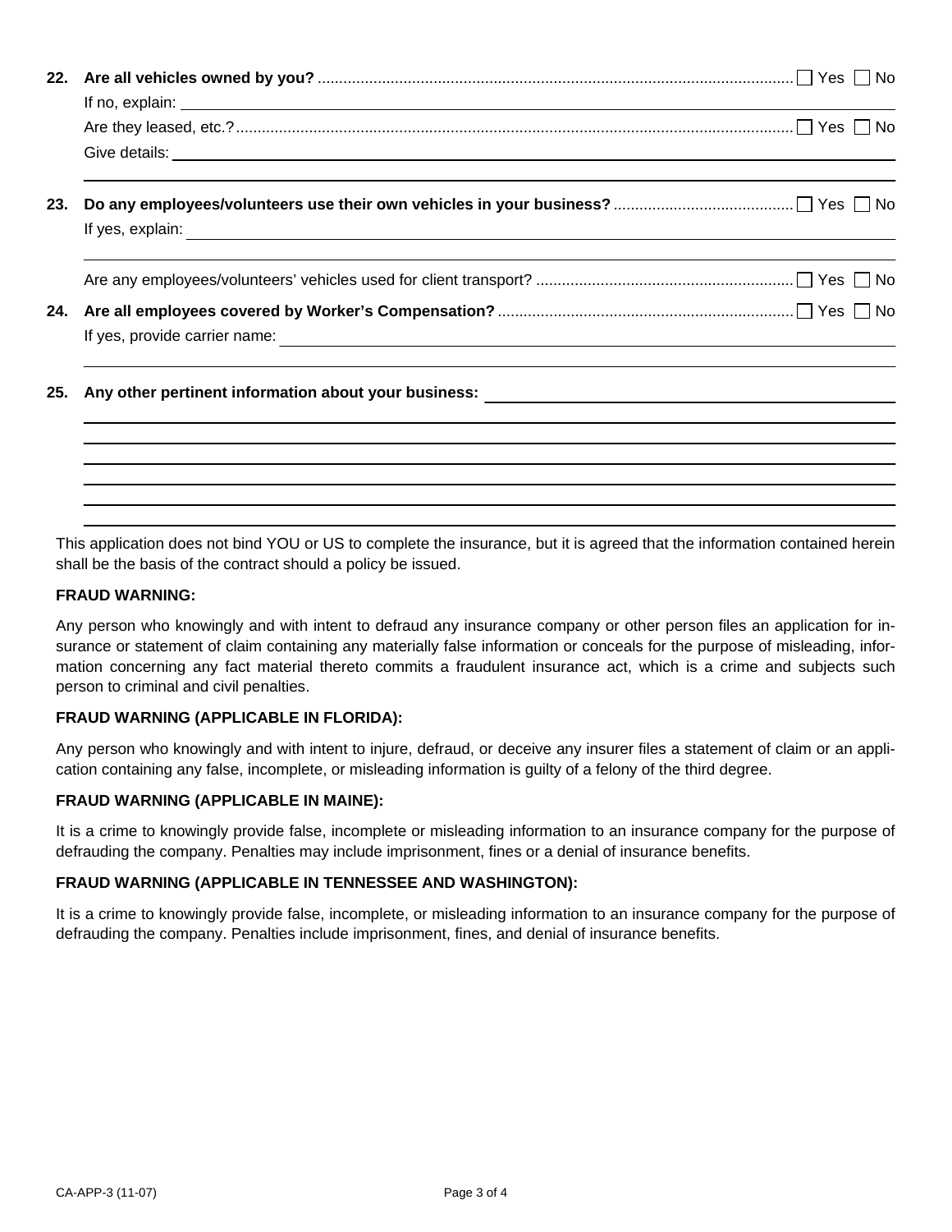**22. Are all vehicles owned by you?** ☐ Yes ☐ No

If no, explain: ______________________________

Are they leased, etc.? ☐ Yes ☐ No

Give details: ______________________________

______________________________

**23. Do any employees/volunteers use their own vehicles in your business?** ☐ Yes ☐ No

If yes, explain: ______________________________

______________________________

Are any employees/volunteers' vehicles used for client transport? ☐ Yes ☐ No

**24. Are all employees covered by Worker's Compensation?** ☐ Yes ☐ No

If yes, provide carrier name: ______________________________

______________________________

**25. Any other pertinent information about your business:** ______________________________

______________________________

______________________________

______________________________

______________________________

______________________________

______________________________

This application does not bind YOU or US to complete the insurance, but it is agreed that the information contained herein shall be the basis of the contract should a policy be issued.

**FRAUD WARNING:**

Any person who knowingly and with intent to defraud any insurance company or other person files an application for insurance or statement of claim containing any materially false information or conceals for the purpose of misleading, information concerning any fact material thereto commits a fraudulent insurance act, which is a crime and subjects such person to criminal and civil penalties.

**FRAUD WARNING (APPLICABLE IN FLORIDA):**

Any person who knowingly and with intent to injure, defraud, or deceive any insurer files a statement of claim or an application containing any false, incomplete, or misleading information is guilty of a felony of the third degree.

**FRAUD WARNING (APPLICABLE IN MAINE):**

It is a crime to knowingly provide false, incomplete or misleading information to an insurance company for the purpose of defrauding the company. Penalties may include imprisonment, fines or a denial of insurance benefits.

**FRAUD WARNING (APPLICABLE IN TENNESSEE AND WASHINGTON):**

It is a crime to knowingly provide false, incomplete, or misleading information to an insurance company for the purpose of defrauding the company. Penalties include imprisonment, fines, and denial of insurance benefits.

CA-APP-3 (11-07)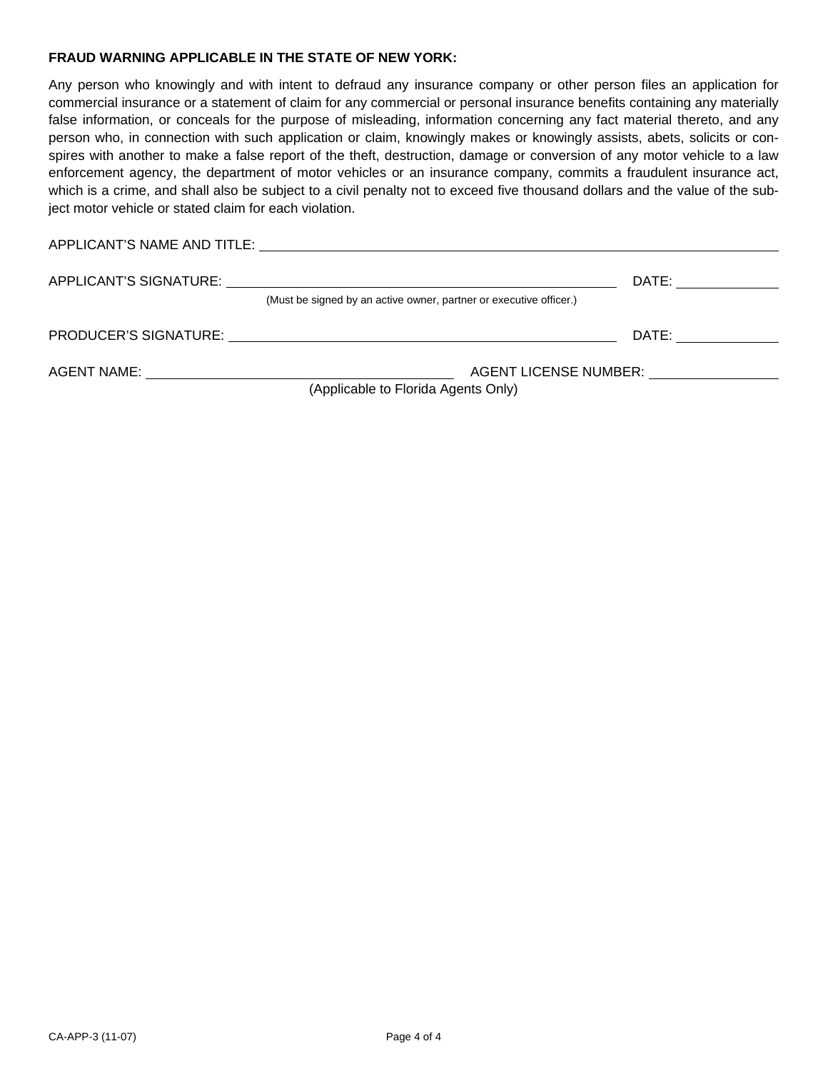**FRAUD WARNING APPLICABLE IN THE STATE OF NEW YORK:**

Any person who knowingly and with intent to defraud any insurance company or other person files an application for commercial insurance or a statement of claim for any commercial or personal insurance benefits containing any materially false information, or conceals for the purpose of misleading, information concerning any fact material thereto, and any person who, in connection with such application or claim, knowingly makes or knowingly assists, abets, solicits or conspires with another to make a false report of the theft, destruction, damage or conversion of any motor vehicle to a law enforcement agency, the department of motor vehicles or an insurance company, commits a fraudulent insurance act, which is a crime, and shall also be subject to a civil penalty not to exceed five thousand dollars and the value of the subject motor vehicle or stated claim for each violation.

APPLICANT'S NAME AND TITLE: ______________________________________________

APPLICANT'S SIGNATURE: ________________________________________ DATE: __________

(Must be signed by an active owner, partner or executive officer.)

PRODUCER'S SIGNATURE: ________________________________________ DATE: __________

AGENT NAME: ______________________________ AGENT LICENSE NUMBER: ______________

(Applicable to Florida Agents Only)

CA-APP-3 (11-07)